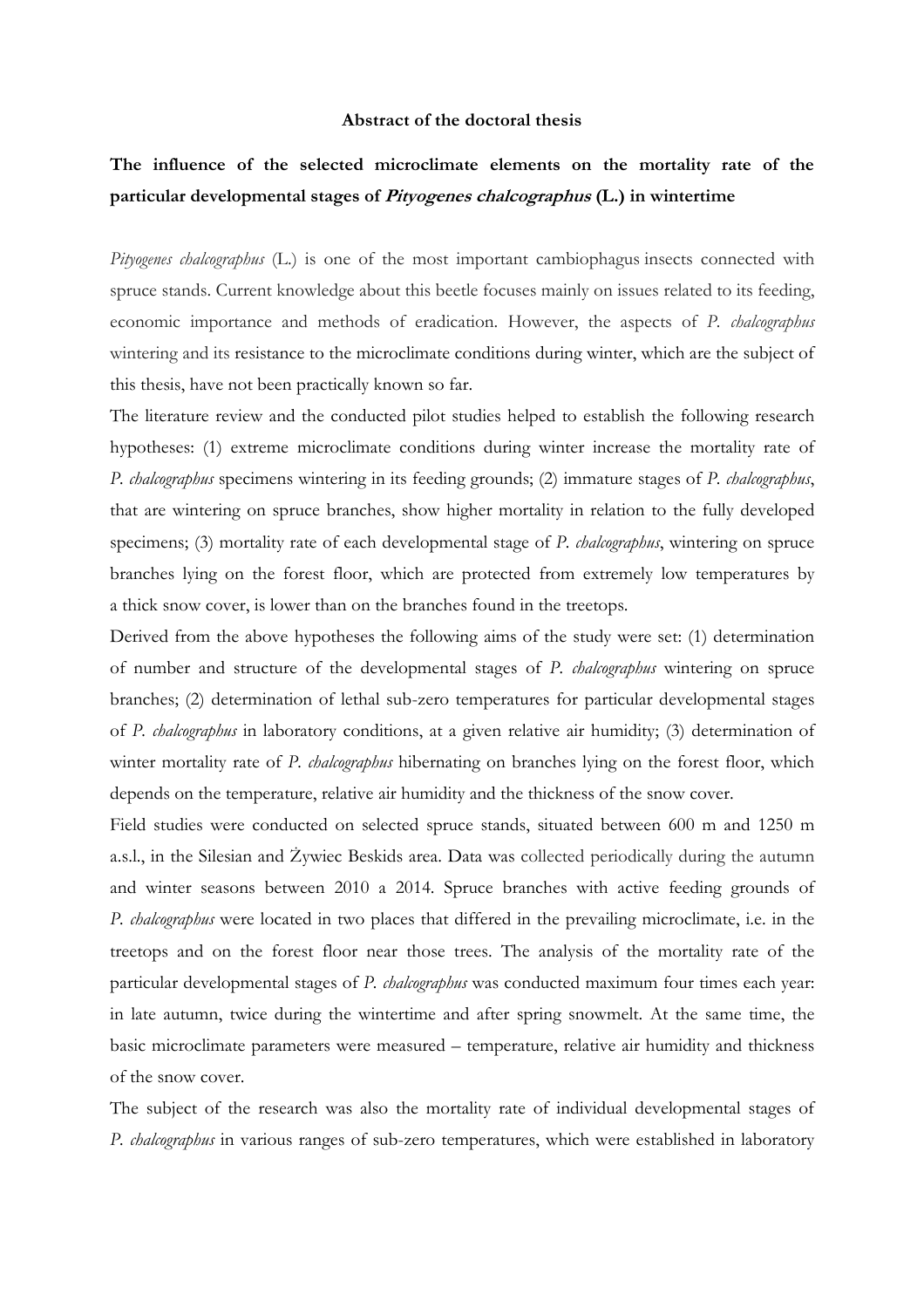**Abstract of the doctoral thesis**

# The influence of the selected microclimate elements on the mortality rate of the particular developmental stages of *Pityogenes chalcographus* (L.) in wintertime

*Pityogenes chalcographus* (L.) is one of the most important cambiophagus insects connected with spruce stands. Current knowledge about this beetle focuses mainly on issues related to its feeding, economic importance and methods of eradication. However, the aspects of *P. chalcographus* wintering and its resistance to the microclimate conditions during winter, which are the subject of this thesis, have not been practically known so far.

The literature review and the conducted pilot studies helped to establish the following research hypotheses: (1) extreme microclimate conditions during winter increase the mortality rate of *P. chalcographus* specimens wintering in its feeding grounds; (2) immature stages of *P. chalcographus*, that are wintering on spruce branches, show higher mortality in relation to the fully developed specimens; (3) mortality rate of each developmental stage of *P. chalcographus*, wintering on spruce branches lying on the forest floor, which are protected from extremely low temperatures by a thick snow cover, is lower than on the branches found in the treetops.

Derived from the above hypotheses the following aims of the study were set: (1) determination of number and structure of the developmental stages of *P. chalcographus* wintering on spruce branches; (2) determination of lethal sub-zero temperatures for particular developmental stages of *P. chalcographus* in laboratory conditions, at a given relative air humidity; (3) determination of winter mortality rate of *P. chalcographus* hibernating on branches lying on the forest floor, which depends on the temperature, relative air humidity and the thickness of the snow cover.

Field studies were conducted on selected spruce stands, situated between 600 m and 1250 m a.s.l., in the Silesian and Żywiec Beskids area. Data was collected periodically during the autumn and winter seasons between 2010 a 2014. Spruce branches with active feeding grounds of *P. chalcographus* were located in two places that differed in the prevailing microclimate, i.e. in the treetops and on the forest floor near those trees. The analysis of the mortality rate of the particular developmental stages of *P. chalcographus* was conducted maximum four times each year: in late autumn, twice during the wintertime and after spring snowmelt. At the same time, the basic microclimate parameters were measured – temperature, relative air humidity and thickness of the snow cover.

The subject of the research was also the mortality rate of individual developmental stages of *P. chalcographus* in various ranges of sub-zero temperatures, which were established in laboratory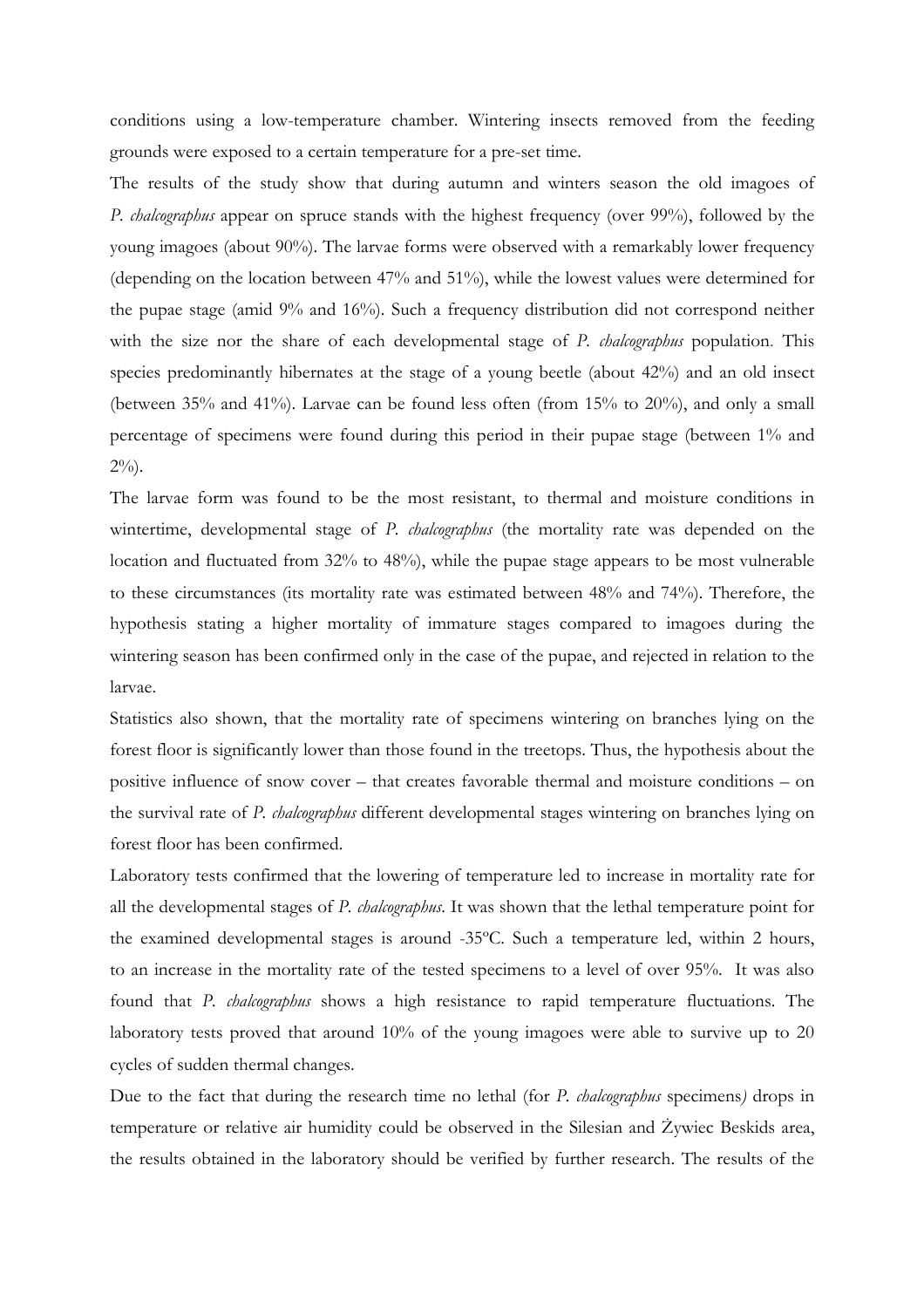conditions using a low-temperature chamber. Wintering insects removed from the feeding grounds were exposed to a certain temperature for a pre-set time.

The results of the study show that during autumn and winters season the old imagoes of *P. chalcographus* appear on spruce stands with the highest frequency (over 99%), followed by the young imagoes (about 90%). The larvae forms were observed with a remarkably lower frequency (depending on the location between 47% and 51%), while the lowest values were determined for the pupae stage (amid 9% and 16%). Such a frequency distribution did not correspond neither with the size nor the share of each developmental stage of *P. chalcographus* population. This species predominantly hibernates at the stage of a young beetle (about 42%) and an old insect (between 35% and 41%). Larvae can be found less often (from 15% to 20%), and only a small percentage of specimens were found during this period in their pupae stage (between 1% and 2%).

The larvae form was found to be the most resistant, to thermal and moisture conditions in wintertime, developmental stage of *P. chalcographus* (the mortality rate was depended on the location and fluctuated from 32% to 48%), while the pupae stage appears to be most vulnerable to these circumstances (its mortality rate was estimated between 48% and 74%). Therefore, the hypothesis stating a higher mortality of immature stages compared to imagoes during the wintering season has been confirmed only in the case of the pupae, and rejected in relation to the larvae.

Statistics also shown, that the mortality rate of specimens wintering on branches lying on the forest floor is significantly lower than those found in the treetops. Thus, the hypothesis about the positive influence of snow cover – that creates favorable thermal and moisture conditions – on the survival rate of *P. chalcographus* different developmental stages wintering on branches lying on forest floor has been confirmed.

Laboratory tests confirmed that the lowering of temperature led to increase in mortality rate for all the developmental stages of *P. chalcographus*. It was shown that the lethal temperature point for the examined developmental stages is around -35ºC. Such a temperature led, within 2 hours, to an increase in the mortality rate of the tested specimens to a level of over 95%. It was also found that *P. chalcographus* shows a high resistance to rapid temperature fluctuations. The laboratory tests proved that around 10% of the young imagoes were able to survive up to 20 cycles of sudden thermal changes.

Due to the fact that during the research time no lethal (for *P. chalcographus* specimens) drops in temperature or relative air humidity could be observed in the Silesian and Żywiec Beskids area, the results obtained in the laboratory should be verified by further research. The results of the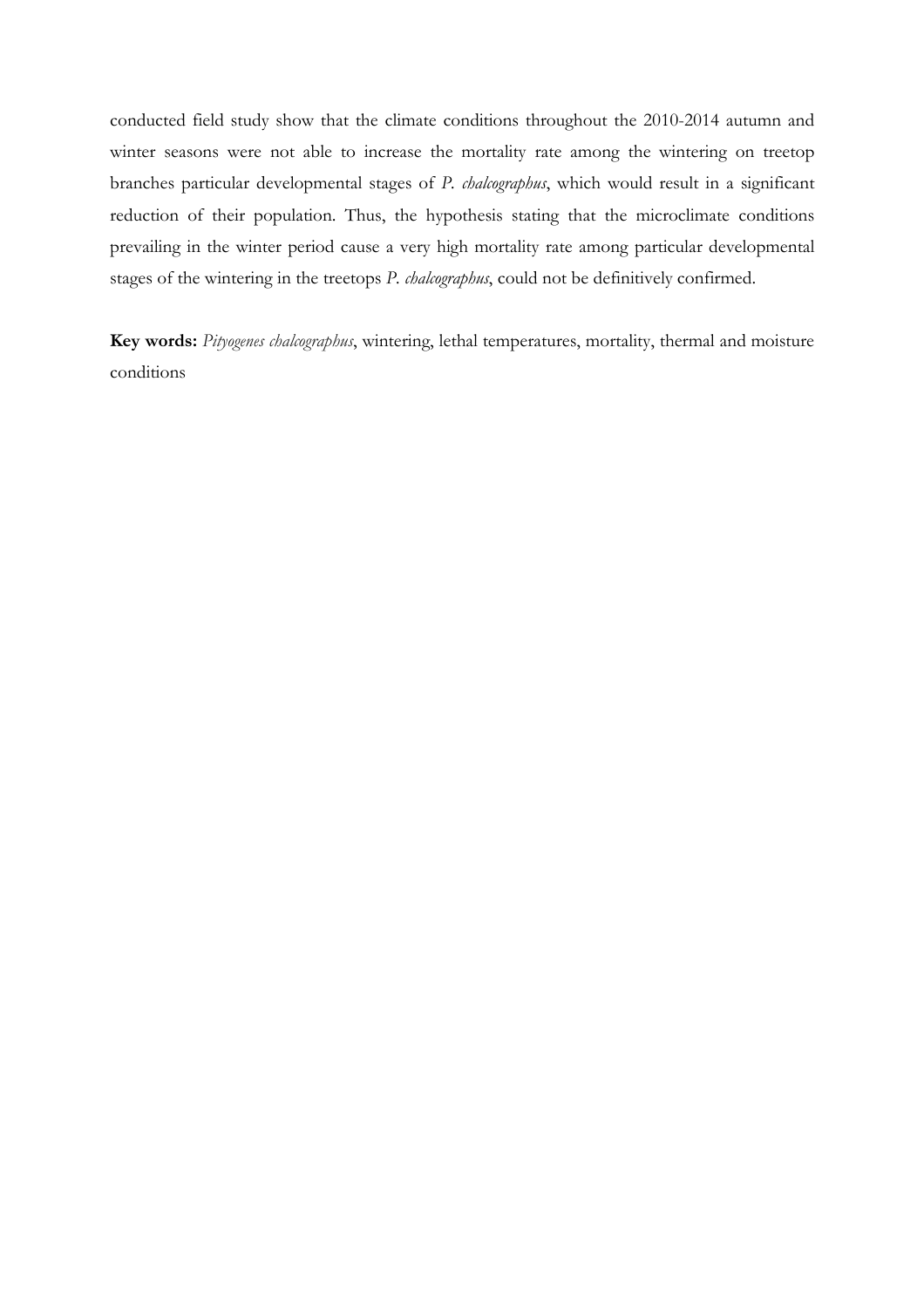conducted field study show that the climate conditions throughout the 2010-2014 autumn and winter seasons were not able to increase the mortality rate among the wintering on treetop branches particular developmental stages of *P. chalcographus*, which would result in a significant reduction of their population. Thus, the hypothesis stating that the microclimate conditions prevailing in the winter period cause a very high mortality rate among particular developmental stages of the wintering in the treetops *P. chalcographus*, could not be definitively confirmed.

**Key words:** *Pityogenes chalcographus*, wintering, lethal temperatures, mortality, thermal and moisture conditions